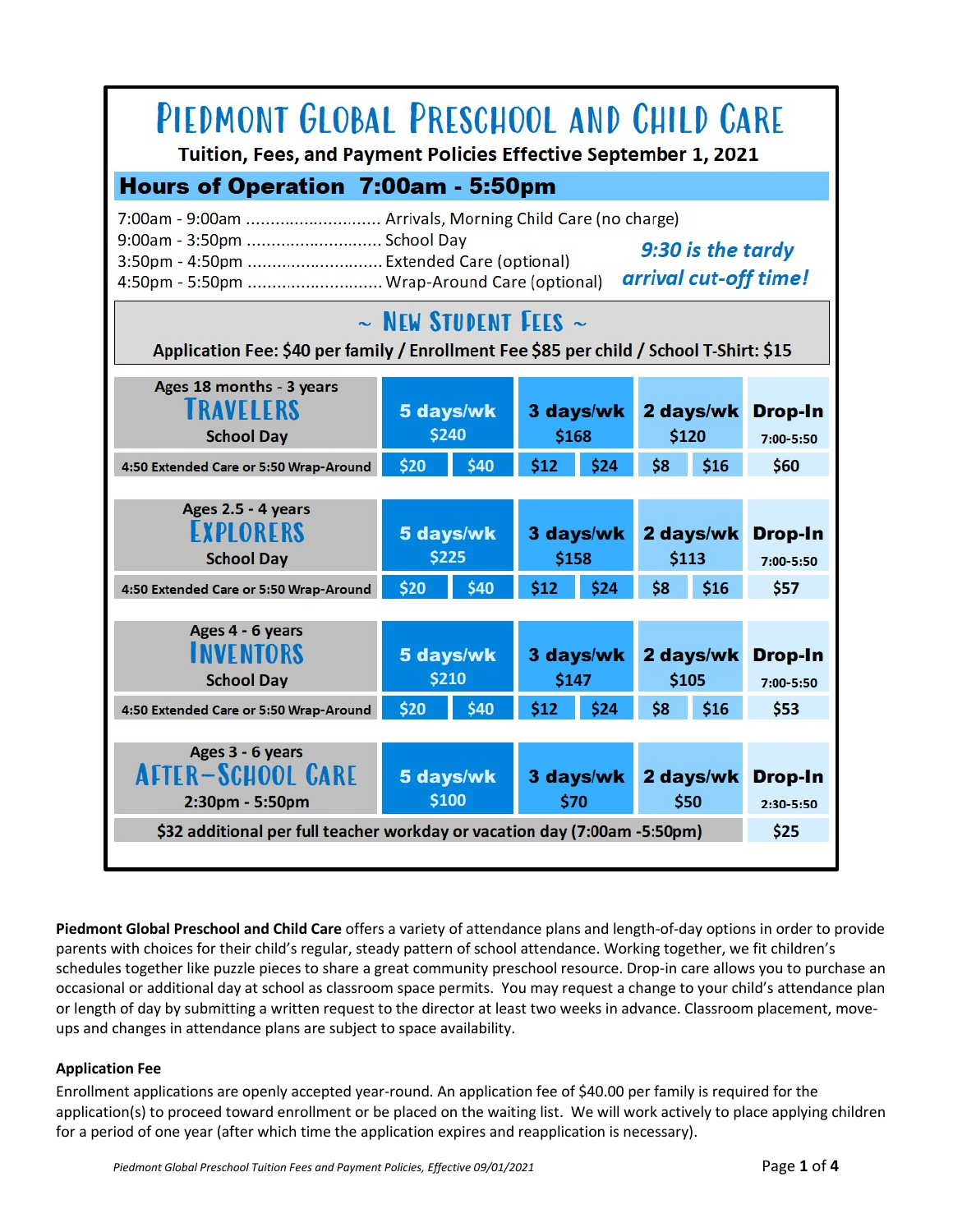# Piedmont Global Preschool and Child Care

**Tuition, Fees, and Payment Policies Effective September 1, 2021**

## Hours of Operation 7:00am - 5:50pm

7:00am - 9:00am ............................ Arrivals, Morning Child Care (no charge)
9:00am - 3:50pm ............................ School Day
3:50pm - 4:50pm ............................ Extended Care (optional)
4:50pm - 5:50pm ............................ Wrap-Around Care (optional)

*9:30 is the tardy arrival cut-off time!*

## ~ New Student Fees ~

**Application Fee: $40 per family / Enrollment Fee $85 per child / School T-Shirt: $15**

| Program | 5 days/wk | | 3 days/wk | | 2 days/wk | | Drop-In |
|---|---|---|---|---|---|---|---|
| Ages 18 months - 3 years **TRAVELERS** School Day | $240 | | $168 | | $120 | | $60 (7:00-5:50) |
| 4:50 Extended Care or 5:50 Wrap-Around | $20 | $40 | $12 | $24 | $8 | $16 | |
| Ages 2.5 - 4 years **EXPLORERS** School Day | $225 | | $158 | | $113 | | $57 (7:00-5:50) |
| 4:50 Extended Care or 5:50 Wrap-Around | $20 | $40 | $12 | $24 | $8 | $16 | |
| Ages 4 - 6 years **INVENTORS** School Day | $210 | | $147 | | $105 | | $53 (7:00-5:50) |
| 4:50 Extended Care or 5:50 Wrap-Around | $20 | $40 | $12 | $24 | $8 | $16 | |
| Ages 3 - 6 years **AFTER-SCHOOL CARE** 2:30pm - 5:50pm | $100 | | $70 | | $50 | | $25 (2:30-5:50) |
| $32 additional per full teacher workday or vacation day (7:00am -5:50pm) | | | | | | | |

**Piedmont Global Preschool and Child Care** offers a variety of attendance plans and length-of-day options in order to provide parents with choices for their child's regular, steady pattern of school attendance. Working together, we fit children's schedules together like puzzle pieces to share a great community preschool resource. Drop-in care allows you to purchase an occasional or additional day at school as classroom space permits. You may request a change to your child's attendance plan or length of day by submitting a written request to the director at least two weeks in advance. Classroom placement, move-ups and changes in attendance plans are subject to space availability.

### Application Fee

Enrollment applications are openly accepted year-round. An application fee of $40.00 per family is required for the application(s) to proceed toward enrollment or be placed on the waiting list. We will work actively to place applying children for a period of one year (after which time the application expires and reapplication is necessary).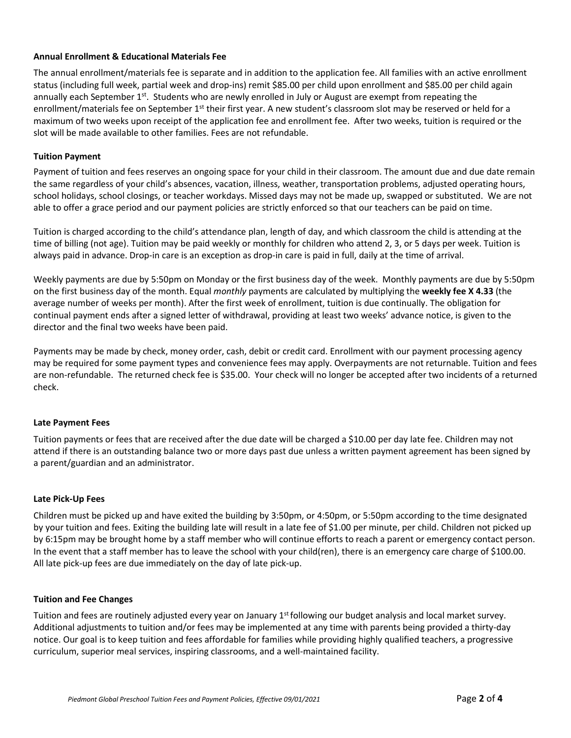**Annual Enrollment & Educational Materials Fee**

The annual enrollment/materials fee is separate and in addition to the application fee. All families with an active enrollment status (including full week, partial week and drop-ins) remit $85.00 per child upon enrollment and $85.00 per child again annually each September 1st. Students who are newly enrolled in July or August are exempt from repeating the enrollment/materials fee on September 1st their first year. A new student's classroom slot may be reserved or held for a maximum of two weeks upon receipt of the application fee and enrollment fee. After two weeks, tuition is required or the slot will be made available to other families. Fees are not refundable.

**Tuition Payment**

Payment of tuition and fees reserves an ongoing space for your child in their classroom. The amount due and due date remain the same regardless of your child's absences, vacation, illness, weather, transportation problems, adjusted operating hours, school holidays, school closings, or teacher workdays. Missed days may not be made up, swapped or substituted. We are not able to offer a grace period and our payment policies are strictly enforced so that our teachers can be paid on time.

Tuition is charged according to the child's attendance plan, length of day, and which classroom the child is attending at the time of billing (not age). Tuition may be paid weekly or monthly for children who attend 2, 3, or 5 days per week. Tuition is always paid in advance. Drop-in care is an exception as drop-in care is paid in full, daily at the time of arrival.

Weekly payments are due by 5:50pm on Monday or the first business day of the week. Monthly payments are due by 5:50pm on the first business day of the month. Equal *monthly* payments are calculated by multiplying the **weekly fee X 4.33** (the average number of weeks per month). After the first week of enrollment, tuition is due continually. The obligation for continual payment ends after a signed letter of withdrawal, providing at least two weeks' advance notice, is given to the director and the final two weeks have been paid.

Payments may be made by check, money order, cash, debit or credit card. Enrollment with our payment processing agency may be required for some payment types and convenience fees may apply. Overpayments are not returnable. Tuition and fees are non-refundable. The returned check fee is $35.00. Your check will no longer be accepted after two incidents of a returned check.

**Late Payment Fees**

Tuition payments or fees that are received after the due date will be charged a $10.00 per day late fee. Children may not attend if there is an outstanding balance two or more days past due unless a written payment agreement has been signed by a parent/guardian and an administrator.

**Late Pick-Up Fees**

Children must be picked up and have exited the building by 3:50pm, or 4:50pm, or 5:50pm according to the time designated by your tuition and fees. Exiting the building late will result in a late fee of $1.00 per minute, per child. Children not picked up by 6:15pm may be brought home by a staff member who will continue efforts to reach a parent or emergency contact person. In the event that a staff member has to leave the school with your child(ren), there is an emergency care charge of $100.00. All late pick-up fees are due immediately on the day of late pick-up.

**Tuition and Fee Changes**

Tuition and fees are routinely adjusted every year on January 1st following our budget analysis and local market survey. Additional adjustments to tuition and/or fees may be implemented at any time with parents being provided a thirty-day notice. Our goal is to keep tuition and fees affordable for families while providing highly qualified teachers, a progressive curriculum, superior meal services, inspiring classrooms, and a well-maintained facility.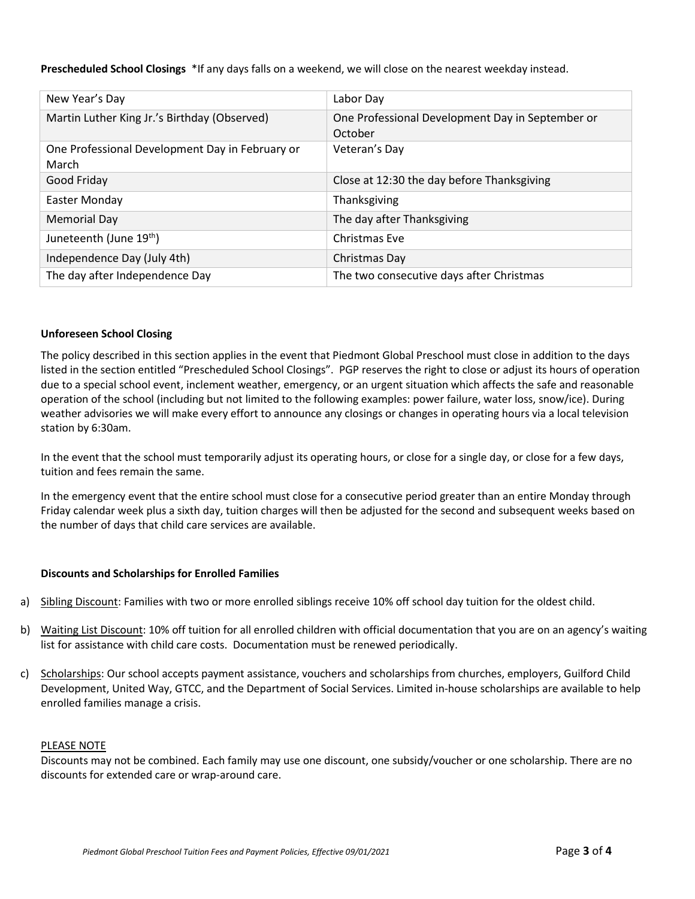**Prescheduled School Closings** *If any days falls on a weekend, we will close on the nearest weekday instead.

| | |
|---|---|
| New Year's Day | Labor Day |
| Martin Luther King Jr.'s Birthday (Observed) | One Professional Development Day in September or October |
| One Professional Development Day in February or March | Veteran's Day |
| Good Friday | Close at 12:30 the day before Thanksgiving |
| Easter Monday | Thanksgiving |
| Memorial Day | The day after Thanksgiving |
| Juneteenth (June 19th) | Christmas Eve |
| Independence Day (July 4th) | Christmas Day |
| The day after Independence Day | The two consecutive days after Christmas |

**Unforeseen School Closing**

The policy described in this section applies in the event that Piedmont Global Preschool must close in addition to the days listed in the section entitled "Prescheduled School Closings". PGP reserves the right to close or adjust its hours of operation due to a special school event, inclement weather, emergency, or an urgent situation which affects the safe and reasonable operation of the school (including but not limited to the following examples: power failure, water loss, snow/ice). During weather advisories we will make every effort to announce any closings or changes in operating hours via a local television station by 6:30am.

In the event that the school must temporarily adjust its operating hours, or close for a single day, or close for a few days, tuition and fees remain the same.

In the emergency event that the entire school must close for a consecutive period greater than an entire Monday through Friday calendar week plus a sixth day, tuition charges will then be adjusted for the second and subsequent weeks based on the number of days that child care services are available.

**Discounts and Scholarships for Enrolled Families**

a) Sibling Discount: Families with two or more enrolled siblings receive 10% off school day tuition for the oldest child.

b) Waiting List Discount: 10% off tuition for all enrolled children with official documentation that you are on an agency's waiting list for assistance with child care costs. Documentation must be renewed periodically.

c) Scholarships: Our school accepts payment assistance, vouchers and scholarships from churches, employers, Guilford Child Development, United Way, GTCC, and the Department of Social Services. Limited in-house scholarships are available to help enrolled families manage a crisis.

PLEASE NOTE

Discounts may not be combined. Each family may use one discount, one subsidy/voucher or one scholarship. There are no discounts for extended care or wrap-around care.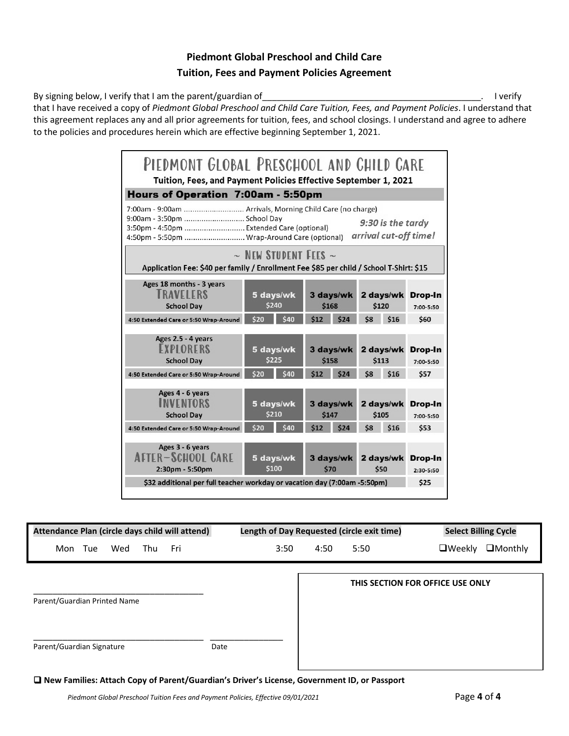# Piedmont Global Preschool and Child Care
## Tuition, Fees and Payment Policies Agreement

By signing below, I verify that I am the parent/guardian of______________________________________________. I verify that I have received a copy of *Piedmont Global Preschool and Child Care Tuition, Fees, and Payment Policies*. I understand that this agreement replaces any and all prior agreements for tuition, fees, and school closings. I understand and agree to adhere to the policies and procedures herein which are effective beginning September 1, 2021.

## PIEDMONT GLOBAL PRESCHOOL AND CHILD CARE

**Tuition, Fees, and Payment Policies Effective September 1, 2021**

### Hours of Operation 7:00am - 5:50pm

7:00am - 9:00am ............................ Arrivals, Morning Child Care (no charge)
9:00am - 3:50pm ............................ School Day
3:50pm - 4:50pm ............................ Extended Care (optional)
4:50pm - 5:50pm ............................ Wrap-Around Care (optional)

*9:30 is the tardy arrival cut-off time!*

### ~ NEW STUDENT FEES ~

Application Fee: $40 per family / Enrollment Fee $85 per child / School T-Shirt: $15

| Program | 5 days/wk | | 3 days/wk | | 2 days/wk | | Drop-In |
|---|---|---|---|---|---|---|---|
| Ages 18 months - 3 years **TRAVELERS** School Day | $240 | | $168 | | $120 | | 7:00-5:50 $60 |
| 4:50 Extended Care or 5:50 Wrap-Around | $20 | $40 | $12 | $24 | $8 | $16 | |
| Ages 2.5 - 4 years **EXPLORERS** School Day | $225 | | $158 | | $113 | | 7:00-5:50 $57 |
| 4:50 Extended Care or 5:50 Wrap-Around | $20 | $40 | $12 | $24 | $8 | $16 | |
| Ages 4 - 6 years **INVENTORS** School Day | $210 | | $147 | | $105 | | 7:00-5:50 $53 |
| 4:50 Extended Care or 5:50 Wrap-Around | $20 | $40 | $12 | $24 | $8 | $16 | |
| Ages 3 - 6 years **AFTER-SCHOOL CARE** 2:30pm - 5:50pm | $100 | | $70 | | $50 | | 2:30-5:50 |
| $32 additional per full teacher workday or vacation day (7:00am -5:50pm) | | | | | | | $25 |

| Attendance Plan (circle days child will attend) | Length of Day Requested (circle exit time) | Select Billing Cycle |
|---|---|---|
| Mon Tue Wed Thu Fri | 3:50 4:50 5:50 | ❑Weekly ❑Monthly |

______________________________________
Parent/Guardian Printed Name

______________________________________ ________________
Parent/Guardian Signature Date

**THIS SECTION FOR OFFICE USE ONLY**

❑ **New Families: Attach Copy of Parent/Guardian's Driver's License, Government ID, or Passport**